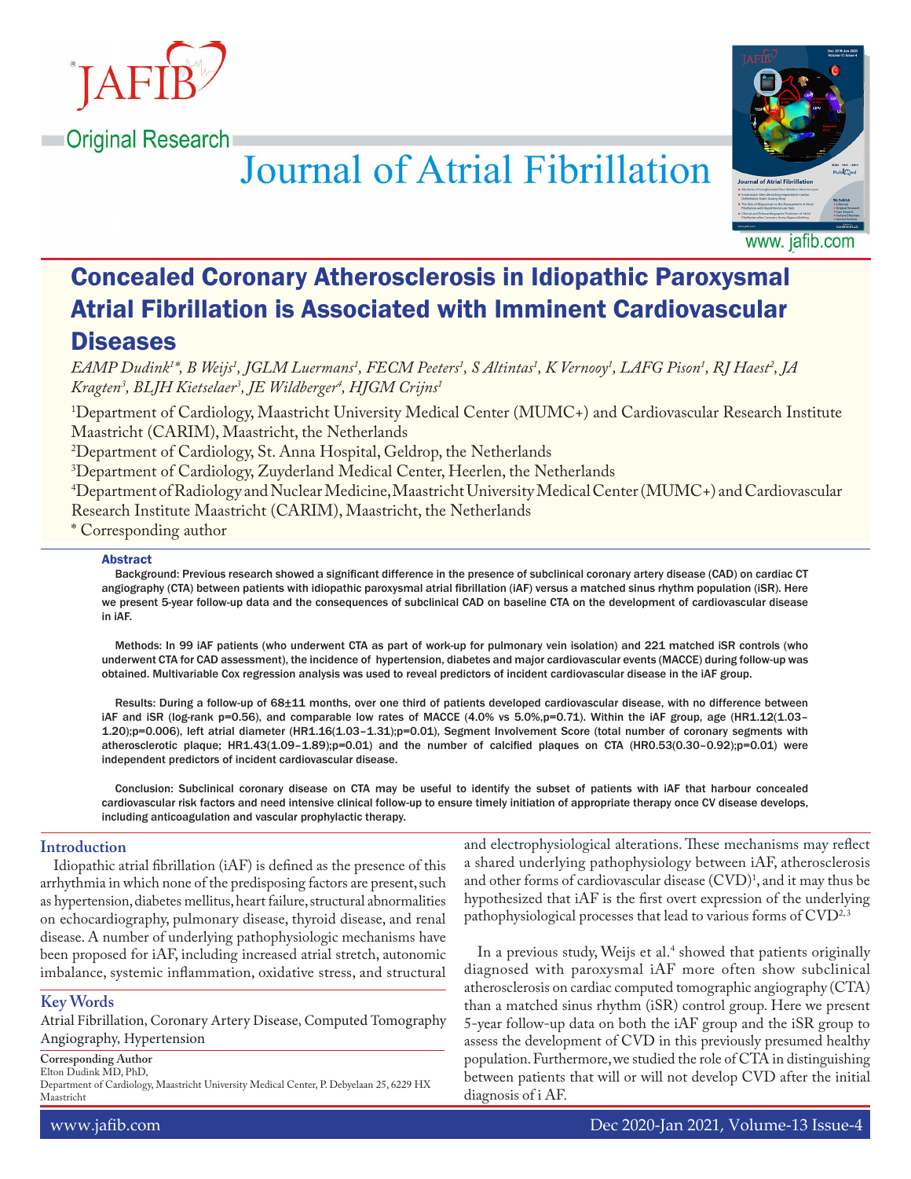Original Research

# Concealed Coronary Atherosclerosis in Idiopathic Paroxysmal Atrial Fibrillation is Associated with Imminent Cardiovascular Diseases

*EAMP Dudink[1]\*, B Weijs[1], JGLM Luermans[1], FECM Peeters[1], S Altintas[1], K Vernooy[1], LAFG Pison[1], RJ Haest[2], JA Kragten[3], BLJH Kietselaer[3], JE Wildberger[4], HJGM Crijns[1]*

[1]Department of Cardiology, Maastricht University Medical Center (MUMC+) and Cardiovascular Research Institute Maastricht (CARIM), Maastricht, the Netherlands

[2]Department of Cardiology, St. Anna Hospital, Geldrop, the Netherlands

[3]Department of Cardiology, Zuyderland Medical Center, Heerlen, the Netherlands

[4]Department of Radiology and Nuclear Medicine, Maastricht University Medical Center (MUMC+) and Cardiovascular Research Institute Maastricht (CARIM), Maastricht, the Netherlands

\* Corresponding author

## Abstract

**Background: Previous research showed a significant difference in the presence of subclinical coronary artery disease (CAD) on cardiac CT angiography (CTA) between patients with idiopathic paroxysmal atrial fibrillation (iAF) versus a matched sinus rhythm population (iSR). Here we present 5-year follow-up data and the consequences of subclinical CAD on baseline CTA on the development of cardiovascular disease in iAF.**

**Methods: In 99 iAF patients (who underwent CTA as part of work-up for pulmonary vein isolation) and 221 matched iSR controls (who underwent CTA for CAD assessment), the incidence of hypertension, diabetes and major cardiovascular events (MACCE) during follow-up was obtained. Multivariable Cox regression analysis was used to reveal predictors of incident cardiovascular disease in the iAF group.**

**Results: During a follow-up of 68±11 months, over one third of patients developed cardiovascular disease, with no difference between iAF and iSR (log-rank p=0.56), and comparable low rates of MACCE (4.0% vs 5.0%,p=0.71). Within the iAF group, age (HR1.12(1.03–1.20);p=0.006), left atrial diameter (HR1.16(1.03–1.31);p=0.01), Segment Involvement Score (total number of coronary segments with atherosclerotic plaque; HR1.43(1.09–1.89);p=0.01) and the number of calcified plaques on CTA (HR0.53(0.30–0.92);p=0.01) were independent predictors of incident cardiovascular disease.**

**Conclusion: Subclinical coronary disease on CTA may be useful to identify the subset of patients with iAF that harbour concealed cardiovascular risk factors and need intensive clinical follow-up to ensure timely initiation of appropriate therapy once CV disease develops, including anticoagulation and vascular prophylactic therapy.**

## Key Words

Atrial Fibrillation, Coronary Artery Disease, Computed Tomography Angiography, Hypertension

**Corresponding Author**
Elton Dudink MD, PhD,
Department of Cardiology, Maastricht University Medical Center, P. Debyelaan 25, 6229 HX Maastricht

## Introduction

Idiopathic atrial fibrillation (iAF) is defined as the presence of this arrhythmia in which none of the predisposing factors are present, such as hypertension, diabetes mellitus, heart failure, structural abnormalities on echocardiography, pulmonary disease, thyroid disease, and renal disease. A number of underlying pathophysiologic mechanisms have been proposed for iAF, including increased atrial stretch, autonomic imbalance, systemic inflammation, oxidative stress, and structural and electrophysiological alterations. These mechanisms may reflect a shared underlying pathophysiology between iAF, atherosclerosis and other forms of cardiovascular disease (CVD)[1], and it may thus be hypothesized that iAF is the first overt expression of the underlying pathophysiological processes that lead to various forms of CVD[2,3]

In a previous study, Weijs et al.[4] showed that patients originally diagnosed with paroxysmal iAF more often show subclinical atherosclerosis on cardiac computed tomographic angiography (CTA) than a matched sinus rhythm (iSR) control group. Here we present 5-year follow-up data on both the iAF group and the iSR group to assess the development of CVD in this previously presumed healthy population. Furthermore, we studied the role of CTA in distinguishing between patients that will or will not develop CVD after the initial diagnosis of i AF.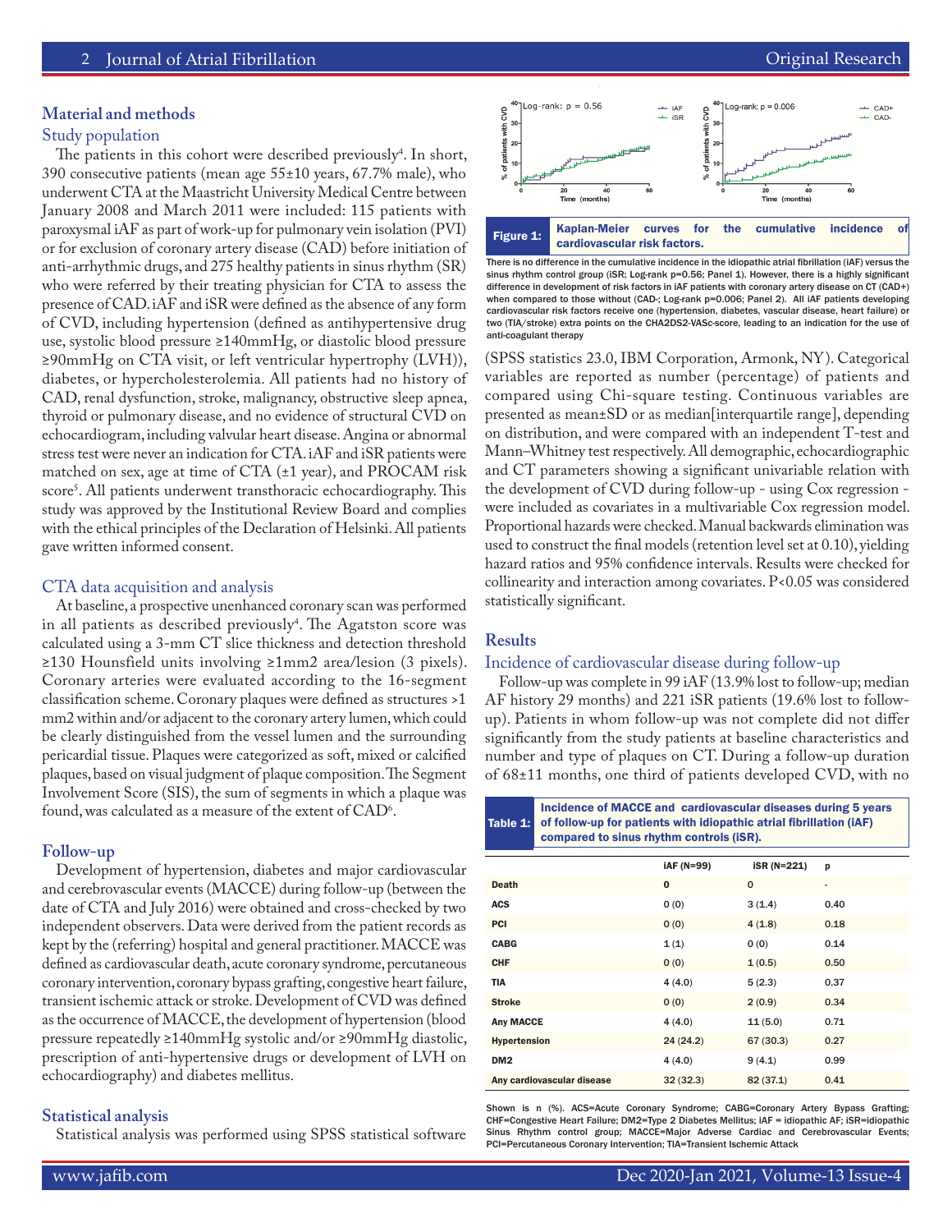## Material and methods

### Study population

The patients in this cohort were described previously[4]. In short, 390 consecutive patients (mean age 55±10 years, 67.7% male), who underwent CTA at the Maastricht University Medical Centre between January 2008 and March 2011 were included: 115 patients with paroxysmal iAF as part of work-up for pulmonary vein isolation (PVI) or for exclusion of coronary artery disease (CAD) before initiation of anti-arrhythmic drugs, and 275 healthy patients in sinus rhythm (SR) who were referred by their treating physician for CTA to assess the presence of CAD. iAF and iSR were defined as the absence of any form of CVD, including hypertension (defined as antihypertensive drug use, systolic blood pressure ≥140mmHg, or diastolic blood pressure ≥90mmHg on CTA visit, or left ventricular hypertrophy (LVH)), diabetes, or hypercholesterolemia. All patients had no history of CAD, renal dysfunction, stroke, malignancy, obstructive sleep apnea, thyroid or pulmonary disease, and no evidence of structural CVD on echocardiogram, including valvular heart disease. Angina or abnormal stress test were never an indication for CTA. iAF and iSR patients were matched on sex, age at time of CTA (±1 year), and PROCAM risk score[5]. All patients underwent transthoracic echocardiography. This study was approved by the Institutional Review Board and complies with the ethical principles of the Declaration of Helsinki. All patients gave written informed consent.

### CTA data acquisition and analysis

At baseline, a prospective unenhanced coronary scan was performed in all patients as described previously[4]. The Agatston score was calculated using a 3-mm CT slice thickness and detection threshold ≥130 Hounsfield units involving ≥1mm2 area/lesion (3 pixels). Coronary arteries were evaluated according to the 16-segment classification scheme. Coronary plaques were defined as structures >1 mm2 within and/or adjacent to the coronary artery lumen, which could be clearly distinguished from the vessel lumen and the surrounding pericardial tissue. Plaques were categorized as soft, mixed or calcified plaques, based on visual judgment of plaque composition. The Segment Involvement Score (SIS), the sum of segments in which a plaque was found, was calculated as a measure of the extent of CAD[6].

### Follow-up

Development of hypertension, diabetes and major cardiovascular and cerebrovascular events (MACCE) during follow-up (between the date of CTA and July 2016) were obtained and cross-checked by two independent observers. Data were derived from the patient records as kept by the (referring) hospital and general practitioner. MACCE was defined as cardiovascular death, acute coronary syndrome, percutaneous coronary intervention, coronary bypass grafting, congestive heart failure, transient ischemic attack or stroke. Development of CVD was defined as the occurrence of MACCE, the development of hypertension (blood pressure repeatedly ≥140mmHg systolic and/or ≥90mmHg diastolic, prescription of anti-hypertensive drugs or development of LVH on echocardiography) and diabetes mellitus.

### Statistical analysis

Statistical analysis was performed using SPSS statistical software (SPSS statistics 23.0, IBM Corporation, Armonk, NY). Categorical variables are reported as number (percentage) of patients and compared using Chi-square testing. Continuous variables are presented as mean±SD or as median[interquartile range], depending on distribution, and were compared with an independent T-test and Mann–Whitney test respectively. All demographic, echocardiographic and CT parameters showing a significant univariable relation with the development of CVD during follow-up - using Cox regression - were included as covariates in a multivariable Cox regression model. Proportional hazards were checked. Manual backwards elimination was used to construct the final models (retention level set at 0.10), yielding hazard ratios and 95% confidence intervals. Results were checked for collinearity and interaction among covariates. P<0.05 was considered statistically significant.

**Figure 1: Kaplan-Meier curves for the cumulative incidence of cardiovascular risk factors.**

There is no difference in the cumulative incidence in the idiopathic atrial fibrillation (iAF) versus the sinus rhythm control group (iSR; Log-rank p=0.56; Panel 1). However, there is a highly significant difference in development of risk factors in iAF patients with coronary artery disease on CT (CAD+) when compared to those without (CAD-; Log-rank p=0.006; Panel 2). All iAF patients developing cardiovascular risk factors receive one (hypertension, diabetes, vascular disease, heart failure) or two (TIA/stroke) extra points on the CHA2DS2-VASc-score, leading to an indication for the use of anti-coagulant therapy

## Results

### Incidence of cardiovascular disease during follow-up

Follow-up was complete in 99 iAF (13.9% lost to follow-up; median AF history 29 months) and 221 iSR patients (19.6% lost to follow-up). Patients in whom follow-up was not complete did not differ significantly from the study patients at baseline characteristics and number and type of plaques on CT. During a follow-up duration of 68±11 months, one third of patients developed CVD, with no

**Table 1: Incidence of MACCE and cardiovascular diseases during 5 years of follow-up for patients with idiopathic atrial fibrillation (iAF) compared to sinus rhythm controls (iSR).**

| | iAF (N=99) | iSR (N=221) | p |
|---|---|---|---|
| Death | 0 | 0 | - |
| ACS | 0 (0) | 3 (1.4) | 0.40 |
| PCI | 0 (0) | 4 (1.8) | 0.18 |
| CABG | 1 (1) | 0 (0) | 0.14 |
| CHF | 0 (0) | 1 (0.5) | 0.50 |
| TIA | 4 (4.0) | 5 (2.3) | 0.37 |
| Stroke | 0 (0) | 2 (0.9) | 0.34 |
| Any MACCE | 4 (4.0) | 11 (5.0) | 0.71 |
| Hypertension | 24 (24.2) | 67 (30.3) | 0.27 |
| DM2 | 4 (4.0) | 9 (4.1) | 0.99 |
| Any cardiovascular disease | 32 (32.3) | 82 (37.1) | 0.41 |

Shown is n (%). ACS=Acute Coronary Syndrome; CABG=Coronary Artery Bypass Grafting; CHF=Congestive Heart Failure; DM2=Type 2 Diabetes Mellitus; iAF = idiopathic AF; iSR=idiopathic Sinus Rhythm control group; MACCE=Major Adverse Cardiac and Cerebrovascular Events; PCI=Percutaneous Coronary Intervention; TIA=Transient Ischemic Attack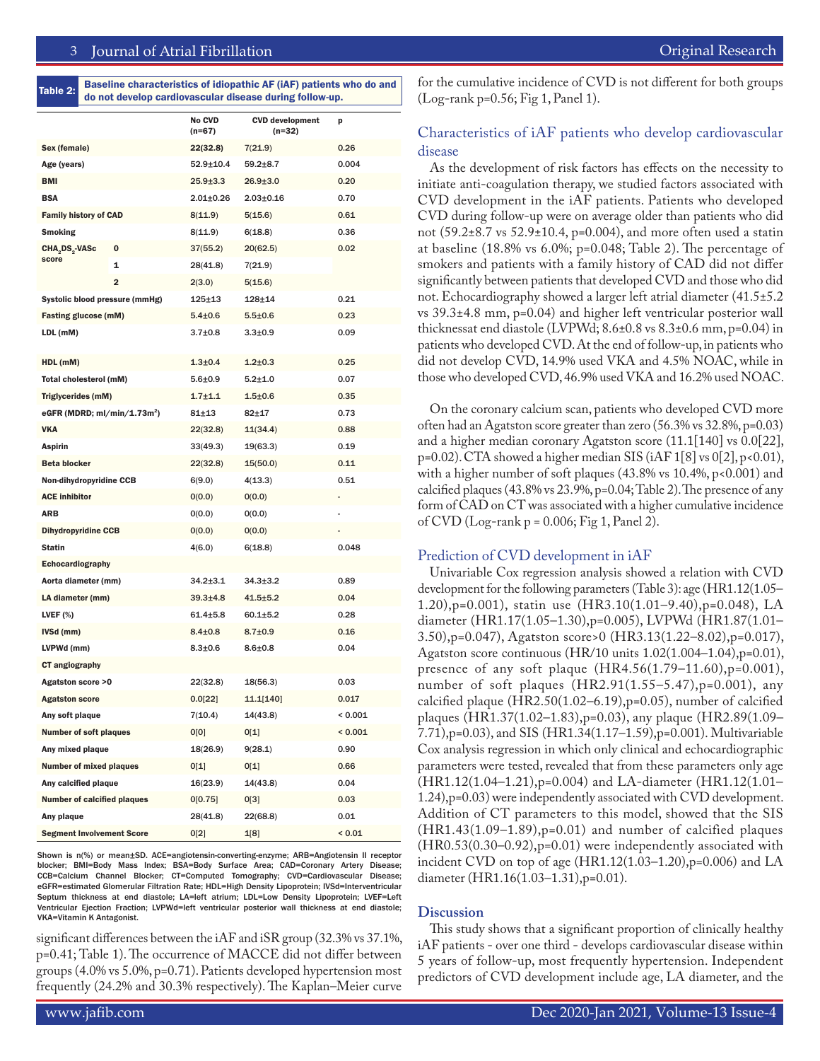**Table 2:** Baseline characteristics of idiopathic AF (iAF) patients who do and do not develop cardiovascular disease during follow-up.

| | | No CVD (n=67) | CVD development (n=32) | p |
|---|---|---|---|---|
| Sex (female) | | 22(32.8) | 7(21.9) | 0.26 |
| Age (years) | | 52.9±10.4 | 59.2±8.7 | 0.004 |
| BMI | | 25.9±3.3 | 26.9±3.0 | 0.20 |
| BSA | | 2.01±0.26 | 2.03±0.16 | 0.70 |
| Family history of CAD | | 8(11.9) | 5(15.6) | 0.61 |
| Smoking | | 8(11.9) | 6(18.8) | 0.36 |
| $CHA_2DS_2$-VASc score | 0 | 37(55.2) | 20(62.5) | 0.02 |
| | 1 | 28(41.8) | 7(21.9) | |
| | 2 | 2(3.0) | 5(15.6) | |
| Systolic blood pressure (mmHg) | | 125±13 | 128±14 | 0.21 |
| Fasting glucose (mM) | | 5.4±0.6 | 5.5±0.6 | 0.23 |
| LDL (mM) | | 3.7±0.8 | 3.3±0.9 | 0.09 |
| HDL (mM) | | 1.3±0.4 | 1.2±0.3 | 0.25 |
| Total cholesterol (mM) | | 5.6±0.9 | 5.2±1.0 | 0.07 |
| Triglycerides (mM) | | 1.7±1.1 | 1.5±0.6 | 0.35 |
| eGFR (MDRD; ml/min/1.73m$^2$) | | 81±13 | 82±17 | 0.73 |
| VKA | | 22(32.8) | 11(34.4) | 0.88 |
| Aspirin | | 33(49.3) | 19(63.3) | 0.19 |
| Beta blocker | | 22(32.8) | 15(50.0) | 0.11 |
| Non-dihydropyridine CCB | | 6(9.0) | 4(13.3) | 0.51 |
| ACE inhibitor | | 0(0.0) | 0(0.0) | - |
| ARB | | 0(0.0) | 0(0.0) | - |
| Dihydropyridine CCB | | 0(0.0) | 0(0.0) | - |
| Statin | | 4(6.0) | 6(18.8) | 0.048 |
| Echocardiography | | | | |
| Aorta diameter (mm) | | 34.2±3.1 | 34.3±3.2 | 0.89 |
| LA diameter (mm) | | 39.3±4.8 | 41.5±5.2 | 0.04 |
| LVEF (%) | | 61.4±5.8 | 60.1±5.2 | 0.28 |
| IVSd (mm) | | 8.4±0.8 | 8.7±0.9 | 0.16 |
| LVPWd (mm) | | 8.3±0.6 | 8.6±0.8 | 0.04 |
| CT angiography | | | | |
| Agatston score >0 | | 22(32.8) | 18(56.3) | 0.03 |
| Agatston score | | 0.0[22] | 11.1[140] | 0.017 |
| Any soft plaque | | 7(10.4) | 14(43.8) | < 0.001 |
| Number of soft plaques | | 0[0] | 0[1] | < 0.001 |
| Any mixed plaque | | 18(26.9) | 9(28.1) | 0.90 |
| Number of mixed plaques | | 0[1] | 0[1] | 0.66 |
| Any calcified plaque | | 16(23.9) | 14(43.8) | 0.04 |
| Number of calcified plaques | | 0[0.75] | 0[3] | 0.03 |
| Any plaque | | 28(41.8) | 22(68.8) | 0.01 |
| Segment Involvement Score | | 0[2] | 1[8] | < 0.01 |

Shown is n(%) or mean±SD. ACE=angiotensin-converting-enzyme; ARB=Angiotensin II receptor blocker; BMI=Body Mass Index; BSA=Body Surface Area; CAD=Coronary Artery Disease; CCB=Calcium Channel Blocker; CT=Computed Tomography; CVD=Cardiovascular Disease; eGFR=estimated Glomerular Filtration Rate; HDL=High Density Lipoprotein; IVSd=Interventricular Septum thickness at end diastole; LA=left atrium; LDL=Low Density Lipoprotein; LVEF=Left Ventricular Ejection Fraction; LVPWd=left ventricular posterior wall thickness at end diastole; VKA=Vitamin K Antagonist.

significant differences between the iAF and iSR group (32.3% vs 37.1%, p=0.41; Table 1). The occurrence of MACCE did not differ between groups (4.0% vs 5.0%, p=0.71). Patients developed hypertension most frequently (24.2% and 30.3% respectively). The Kaplan–Meier curve for the cumulative incidence of CVD is not different for both groups (Log-rank p=0.56; Fig 1, Panel 1).

## Characteristics of iAF patients who develop cardiovascular disease

As the development of risk factors has effects on the necessity to initiate anti-coagulation therapy, we studied factors associated with CVD development in the iAF patients. Patients who developed CVD during follow-up were on average older than patients who did not (59.2±8.7 vs 52.9±10.4, p=0.004), and more often used a statin at baseline (18.8% vs 6.0%; p=0.048; Table 2). The percentage of smokers and patients with a family history of CAD did not differ significantly between patients that developed CVD and those who did not. Echocardiography showed a larger left atrial diameter (41.5±5.2 vs 39.3±4.8 mm, p=0.04) and higher left ventricular posterior wall thicknessat end diastole (LVPWd; 8.6±0.8 vs 8.3±0.6 mm, p=0.04) in patients who developed CVD. At the end of follow-up, in patients who did not develop CVD, 14.9% used VKA and 4.5% NOAC, while in those who developed CVD, 46.9% used VKA and 16.2% used NOAC.

On the coronary calcium scan, patients who developed CVD more often had an Agatston score greater than zero (56.3% vs 32.8%, p=0.03) and a higher median coronary Agatston score (11.1[140] vs 0.0[22], p=0.02). CTA showed a higher median SIS (iAF 1[8] vs 0[2], p<0.01), with a higher number of soft plaques (43.8% vs 10.4%, p<0.001) and calcified plaques (43.8% vs 23.9%, p=0.04; Table 2). The presence of any form of CAD on CT was associated with a higher cumulative incidence of CVD (Log-rank p = 0.006; Fig 1, Panel 2).

## Prediction of CVD development in iAF

Univariable Cox regression analysis showed a relation with CVD development for the following parameters (Table 3): age (HR1.12(1.05–1.20),p=0.001), statin use (HR3.10(1.01–9.40),p=0.048), LA diameter (HR1.17(1.05–1.30),p=0.005), LVPWd (HR1.87(1.01–3.50),p=0.047), Agatston score>0 (HR3.13(1.22–8.02),p=0.017), Agatston score continuous (HR/10 units 1.02(1.004–1.04),p=0.01), presence of any soft plaque (HR4.56(1.79–11.60),p=0.001), number of soft plaques (HR2.91(1.55–5.47),p=0.001), any calcified plaque (HR2.50(1.02–6.19),p=0.05), number of calcified plaques (HR1.37(1.02–1.83),p=0.03), any plaque (HR2.89(1.09–7.71),p=0.03), and SIS (HR1.34(1.17–1.59),p=0.001). Multivariable Cox analysis regression in which only clinical and echocardiographic parameters were tested, revealed that from these parameters only age (HR1.12(1.04–1.21),p=0.004) and LA-diameter (HR1.12(1.01–1.24),p=0.03) were independently associated with CVD development. Addition of CT parameters to this model, showed that the SIS (HR1.43(1.09–1.89),p=0.01) and number of calcified plaques (HR0.53(0.30–0.92),p=0.01) were independently associated with incident CVD on top of age (HR1.12(1.03–1.20),p=0.006) and LA diameter (HR1.16(1.03–1.31),p=0.01).

## Discussion

This study shows that a significant proportion of clinically healthy iAF patients - over one third - develops cardiovascular disease within 5 years of follow-up, most frequently hypertension. Independent predictors of CVD development include age, LA diameter, and the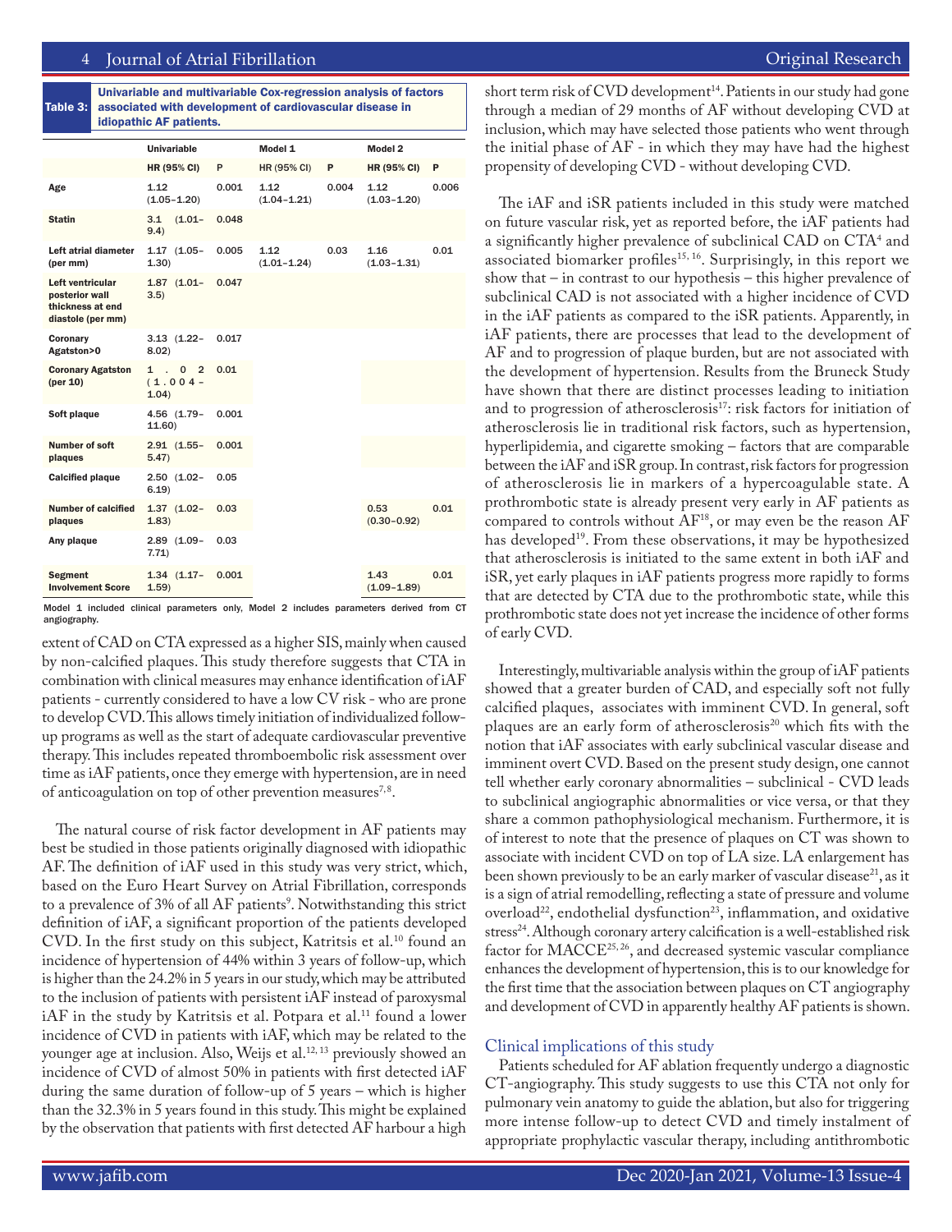**Table 3: Univariable and multivariable Cox-regression analysis of factors associated with development of cardiovascular disease in idiopathic AF patients.**

| | Univariable | | Model 1 | | Model 2 | |
|---|---|---|---|---|---|---|
| | HR (95% CI) | P | HR (95% CI) | P | HR (95% CI) | P |
| Age | 1.12 (1.05–1.20) | 0.001 | 1.12 (1.04–1.21) | 0.004 | 1.12 (1.03–1.20) | 0.006 |
| Statin | 3.1 (1.01–9.4) | 0.048 | | | | |
| Left atrial diameter (per mm) | 1.17 (1.05–1.30) | 0.005 | 1.12 (1.01–1.24) | 0.03 | 1.16 (1.03–1.31) | 0.01 |
| Left ventricular posterior wall thickness at end diastole (per mm) | 1.87 (1.01–3.5) | 0.047 | | | | |
| Coronary Agatston>0 | 3.13 (1.22–8.02) | 0.017 | | | | |
| Coronary Agatston (per 10) | 1.02 (1.004–1.04) | 0.01 | | | | |
| Soft plaque | 4.56 (1.79–11.60) | 0.001 | | | | |
| Number of soft plaques | 2.91 (1.55–5.47) | 0.001 | | | | |
| Calcified plaque | 2.50 (1.02–6.19) | 0.05 | | | | |
| Number of calcified plaques | 1.37 (1.02–1.83) | 0.03 | | | 0.53 (0.30–0.92) | 0.01 |
| Any plaque | 2.89 (1.09–7.71) | 0.03 | | | | |
| Segment Involvement Score | 1.34 (1.17–1.59) | 0.001 | | | 1.43 (1.09–1.89) | 0.01 |

Model 1 included clinical parameters only, Model 2 includes parameters derived from CT angiography.

extent of CAD on CTA expressed as a higher SIS, mainly when caused by non-calcified plaques. This study therefore suggests that CTA in combination with clinical measures may enhance identification of iAF patients - currently considered to have a low CV risk - who are prone to develop CVD. This allows timely initiation of individualized follow-up programs as well as the start of adequate cardiovascular preventive therapy. This includes repeated thromboembolic risk assessment over time as iAF patients, once they emerge with hypertension, are in need of anticoagulation on top of other prevention measures[7,8].

The natural course of risk factor development in AF patients may best be studied in those patients originally diagnosed with idiopathic AF. The definition of iAF used in this study was very strict, which, based on the Euro Heart Survey on Atrial Fibrillation, corresponds to a prevalence of 3% of all AF patients[9]. Notwithstanding this strict definition of iAF, a significant proportion of the patients developed CVD. In the first study on this subject, Katritsis et al.[10] found an incidence of hypertension of 44% within 3 years of follow-up, which is higher than the 24.2% in 5 years in our study, which may be attributed to the inclusion of patients with persistent iAF instead of paroxysmal iAF in the study by Katritsis et al. Potpara et al.[11] found a lower incidence of CVD in patients with iAF, which may be related to the younger age at inclusion. Also, Weijs et al.[12,13] previously showed an incidence of CVD of almost 50% in patients with first detected iAF during the same duration of follow-up of 5 years – which is higher than the 32.3% in 5 years found in this study. This might be explained by the observation that patients with first detected AF harbour a high short term risk of CVD development[14]. Patients in our study had gone through a median of 29 months of AF without developing CVD at inclusion, which may have selected those patients who went through the initial phase of AF - in which they may have had the highest propensity of developing CVD - without developing CVD.

The iAF and iSR patients included in this study were matched on future vascular risk, yet as reported before, the iAF patients had a significantly higher prevalence of subclinical CAD on CTA[4] and associated biomarker profiles[15,16]. Surprisingly, in this report we show that – in contrast to our hypothesis – this higher prevalence of subclinical CAD is not associated with a higher incidence of CVD in the iAF patients as compared to the iSR patients. Apparently, in iAF patients, there are processes that lead to the development of AF and to progression of plaque burden, but are not associated with the development of hypertension. Results from the Bruneck Study have shown that there are distinct processes leading to initiation and to progression of atherosclerosis[17]: risk factors for initiation of atherosclerosis lie in traditional risk factors, such as hypertension, hyperlipidemia, and cigarette smoking – factors that are comparable between the iAF and iSR group. In contrast, risk factors for progression of atherosclerosis lie in markers of a hypercoagulable state. A prothrombotic state is already present very early in AF patients as compared to controls without AF[18], or may even be the reason AF has developed[19]. From these observations, it may be hypothesized that atherosclerosis is initiated to the same extent in both iAF and iSR, yet early plaques in iAF patients progress more rapidly to forms that are detected by CTA due to the prothrombotic state, while this prothrombotic state does not yet increase the incidence of other forms of early CVD.

Interestingly, multivariable analysis within the group of iAF patients showed that a greater burden of CAD, and especially soft not fully calcified plaques, associates with imminent CVD. In general, soft plaques are an early form of atherosclerosis[20] which fits with the notion that iAF associates with early subclinical vascular disease and imminent overt CVD. Based on the present study design, one cannot tell whether early coronary abnormalities – subclinical - CVD leads to subclinical angiographic abnormalities or vice versa, or that they share a common pathophysiological mechanism. Furthermore, it is of interest to note that the presence of plaques on CT was shown to associate with incident CVD on top of LA size. LA enlargement has been shown previously to be an early marker of vascular disease[21], as it is a sign of atrial remodelling, reflecting a state of pressure and volume overload[22], endothelial dysfunction[23], inflammation, and oxidative stress[24]. Although coronary artery calcification is a well-established risk factor for MACCE[25,26], and decreased systemic vascular compliance enhances the development of hypertension, this is to our knowledge for the first time that the association between plaques on CT angiography and development of CVD in apparently healthy AF patients is shown.

## Clinical implications of this study

Patients scheduled for AF ablation frequently undergo a diagnostic CT-angiography. This study suggests to use this CTA not only for pulmonary vein anatomy to guide the ablation, but also for triggering more intense follow-up to detect CVD and timely instalment of appropriate prophylactic vascular therapy, including antithrombotic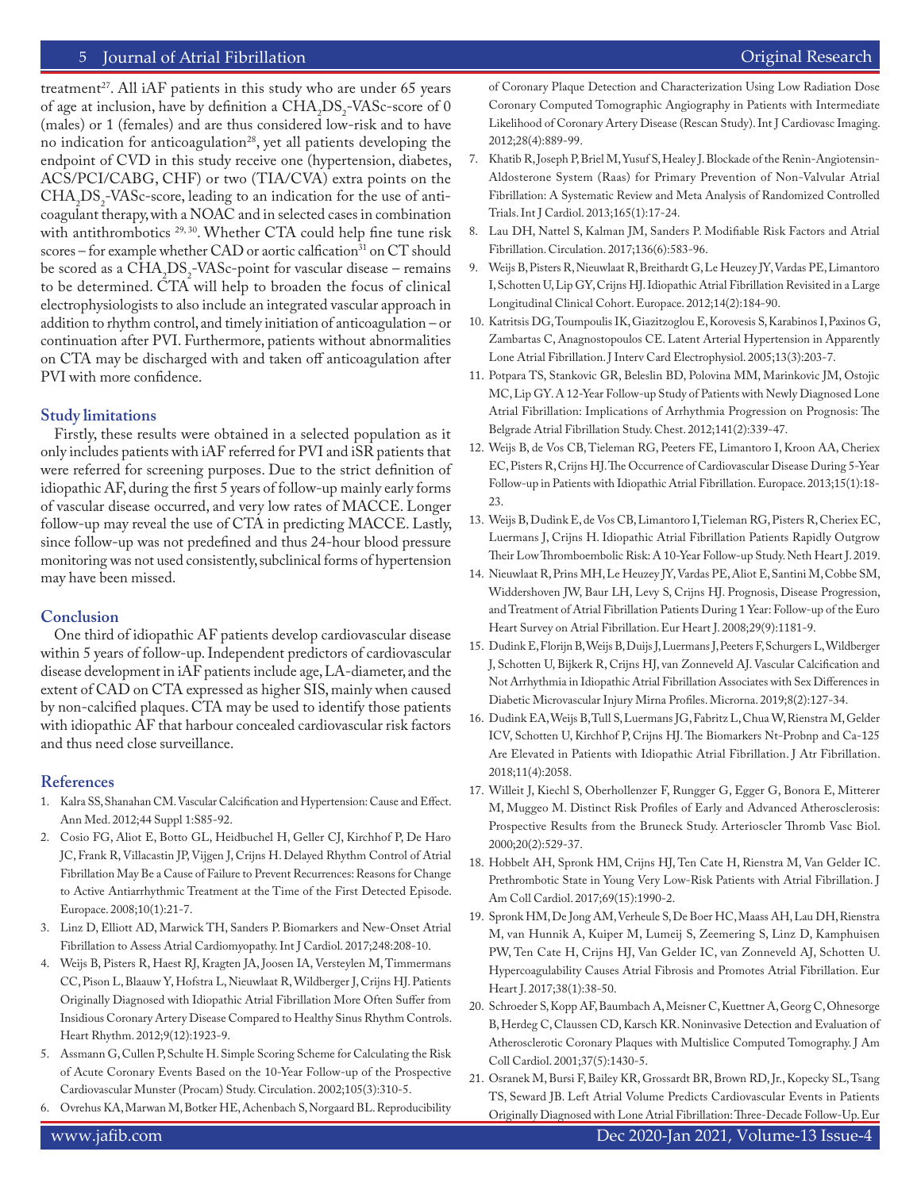treatment[27]. All iAF patients in this study who are under 65 years of age at inclusion, have by definition a $CHA_2DS_2$-VASc-score of 0 (males) or 1 (females) and are thus considered low-risk and to have no indication for anticoagulation[28], yet all patients developing the endpoint of CVD in this study receive one (hypertension, diabetes, ACS/PCI/CABG, CHF) or two (TIA/CVA) extra points on the $CHA_2DS_2$-VASc-score, leading to an indication for the use of anticoagulant therapy, with a NOAC and in selected cases in combination with antithrombotics [29,30]. Whether CTA could help fine tune risk scores – for example whether CAD or aortic calfcation[31] on CT should be scored as a $CHA_2DS_2$-VASc-point for vascular disease – remains to be determined. CTA will help to broaden the focus of clinical electrophysiologists to also include an integrated vascular approach in addition to rhythm control, and timely initiation of anticoagulation – or continuation after PVI. Furthermore, patients without abnormalities on CTA may be discharged with and taken off anticoagulation after PVI with more confidence.

### Study limitations

Firstly, these results were obtained in a selected population as it only includes patients with iAF referred for PVI and iSR patients that were referred for screening purposes. Due to the strict definition of idiopathic AF, during the first 5 years of follow-up mainly early forms of vascular disease occurred, and very low rates of MACCE. Longer follow-up may reveal the use of CTA in predicting MACCE. Lastly, since follow-up was not predefined and thus 24-hour blood pressure monitoring was not used consistently, subclinical forms of hypertension may have been missed.

### Conclusion

One third of idiopathic AF patients develop cardiovascular disease within 5 years of follow-up. Independent predictors of cardiovascular disease development in iAF patients include age, LA-diameter, and the extent of CAD on CTA expressed as higher SIS, mainly when caused by non-calcified plaques. CTA may be used to identify those patients with idiopathic AF that harbour concealed cardiovascular risk factors and thus need close surveillance.

### References

1. Kalra SS, Shanahan CM. Vascular Calcification and Hypertension: Cause and Effect. Ann Med. 2012;44 Suppl 1:S85-92.
2. Cosio FG, Aliot E, Botto GL, Heidbuchel H, Geller CJ, Kirchhof P, De Haro JC, Frank R, Villacastin JP, Vijgen J, Crijns H. Delayed Rhythm Control of Atrial Fibrillation May Be a Cause of Failure to Prevent Recurrences: Reasons for Change to Active Antiarrhythmic Treatment at the Time of the First Detected Episode. Europace. 2008;10(1):21-7.
3. Linz D, Elliott AD, Marwick TH, Sanders P. Biomarkers and New-Onset Atrial Fibrillation to Assess Atrial Cardiomyopathy. Int J Cardiol. 2017;248:208-10.
4. Weijs B, Pisters R, Haest RJ, Kragten JA, Joosen IA, Versteylen M, Timmermans CC, Pison L, Blaauw Y, Hofstra L, Nieuwlaat R, Wildberger J, Crijns HJ. Patients Originally Diagnosed with Idiopathic Atrial Fibrillation More Often Suffer from Insidious Coronary Artery Disease Compared to Healthy Sinus Rhythm Controls. Heart Rhythm. 2012;9(12):1923-9.
5. Assmann G, Cullen P, Schulte H. Simple Scoring Scheme for Calculating the Risk of Acute Coronary Events Based on the 10-Year Follow-up of the Prospective Cardiovascular Munster (Procam) Study. Circulation. 2002;105(3):310-5.
6. Ovrehus KA, Marwan M, Botker HE, Achenbach S, Norgaard BL. Reproducibility of Coronary Plaque Detection and Characterization Using Low Radiation Dose Coronary Computed Tomographic Angiography in Patients with Intermediate Likelihood of Coronary Artery Disease (Rescan Study). Int J Cardiovasc Imaging. 2012;28(4):889-99.
7. Khatib R, Joseph P, Briel M, Yusuf S, Healey J. Blockade of the Renin-Angiotensin-Aldosterone System (Raas) for Primary Prevention of Non-Valvular Atrial Fibrillation: A Systematic Review and Meta Analysis of Randomized Controlled Trials. Int J Cardiol. 2013;165(1):17-24.
8. Lau DH, Nattel S, Kalman JM, Sanders P. Modifiable Risk Factors and Atrial Fibrillation. Circulation. 2017;136(6):583-96.
9. Weijs B, Pisters R, Nieuwlaat R, Breithardt G, Le Heuzey JY, Vardas PE, Limantoro I, Schotten U, Lip GY, Crijns HJ. Idiopathic Atrial Fibrillation Revisited in a Large Longitudinal Clinical Cohort. Europace. 2012;14(2):184-90.
10. Katritsis DG, Toumpoulis IK, Giazitzoglou E, Korovesis S, Karabinos I, Paxinos G, Zambartas C, Anagnostopoulos CE. Latent Arterial Hypertension in Apparently Lone Atrial Fibrillation. J Interv Card Electrophysiol. 2005;13(3):203-7.
11. Potpara TS, Stankovic GR, Beleslin BD, Polovina MM, Marinkovic JM, Ostojic MC, Lip GY. A 12-Year Follow-up Study of Patients with Newly Diagnosed Lone Atrial Fibrillation: Implications of Arrhythmia Progression on Prognosis: The Belgrade Atrial Fibrillation Study. Chest. 2012;141(2):339-47.
12. Weijs B, de Vos CB, Tieleman RG, Peeters FE, Limantoro I, Kroon AA, Cheriex EC, Pisters R, Crijns HJ. The Occurrence of Cardiovascular Disease During 5-Year Follow-up in Patients with Idiopathic Atrial Fibrillation. Europace. 2013;15(1):18-23.
13. Weijs B, Dudink E, de Vos CB, Limantoro I, Tieleman RG, Pisters R, Cheriex EC, Luermans J, Crijns H. Idiopathic Atrial Fibrillation Patients Rapidly Outgrow Their Low Thromboembolic Risk: A 10-Year Follow-up Study. Neth Heart J. 2019.
14. Nieuwlaat R, Prins MH, Le Heuzey JY, Vardas PE, Aliot E, Santini M, Cobbe SM, Widdershoven JW, Baur LH, Levy S, Crijns HJ. Prognosis, Disease Progression, and Treatment of Atrial Fibrillation Patients During 1 Year: Follow-up of the Euro Heart Survey on Atrial Fibrillation. Eur Heart J. 2008;29(9):1181-9.
15. Dudink E, Florijn B, Weijs B, Duijs J, Luermans J, Peeters F, Schurgers L, Wildberger J, Schotten U, Bijkerk R, Crijns HJ, van Zonneveld AJ. Vascular Calcification and Not Arrhythmia in Idiopathic Atrial Fibrillation Associates with Sex Differences in Diabetic Microvascular Injury Mirna Profiles. Microrna. 2019;8(2):127-34.
16. Dudink EA, Weijs B, Tull S, Luermans JG, Fabritz L, Chua W, Rienstra M, Gelder ICV, Schotten U, Kirchhof P, Crijns HJ. The Biomarkers Nt-Probnp and Ca-125 Are Elevated in Patients with Idiopathic Atrial Fibrillation. J Atr Fibrillation. 2018;11(4):2058.
17. Willeit J, Kiechl S, Oberhollenzer F, Rungger G, Egger G, Bonora E, Mitterer M, Muggeo M. Distinct Risk Profiles of Early and Advanced Atherosclerosis: Prospective Results from the Bruneck Study. Arterioscler Thromb Vasc Biol. 2000;20(2):529-37.
18. Hobbelt AH, Spronk HM, Crijns HJ, Ten Cate H, Rienstra M, Van Gelder IC. Prethrombotic State in Young Very Low-Risk Patients with Atrial Fibrillation. J Am Coll Cardiol. 2017;69(15):1990-2.
19. Spronk HM, De Jong AM, Verheule S, De Boer HC, Maass AH, Lau DH, Rienstra M, van Hunnik A, Kuiper M, Lumeij S, Zeemering S, Linz D, Kamphuisen PW, Ten Cate H, Crijns HJ, Van Gelder IC, van Zonneveld AJ, Schotten U. Hypercoagulability Causes Atrial Fibrosis and Promotes Atrial Fibrillation. Eur Heart J. 2017;38(1):38-50.
20. Schroeder S, Kopp AF, Baumbach A, Meisner C, Kuettner A, Georg C, Ohnesorge B, Herdeg C, Claussen CD, Karsch KR. Noninvasive Detection and Evaluation of Atherosclerotic Coronary Plaques with Multislice Computed Tomography. J Am Coll Cardiol. 2001;37(5):1430-5.
21. Osranek M, Bursi F, Bailey KR, Grossardt BR, Brown RD, Jr., Kopecky SL, Tsang TS, Seward JB. Left Atrial Volume Predicts Cardiovascular Events in Patients Originally Diagnosed with Lone Atrial Fibrillation: Three-Decade Follow-Up. Eur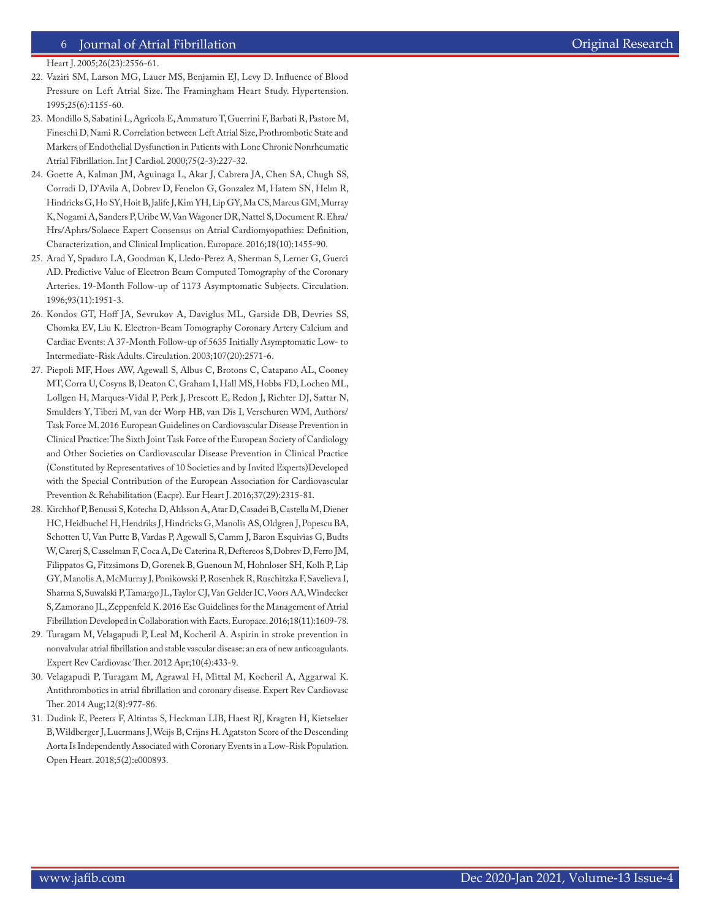Heart J. 2005;26(23):2556-61.

22. Vaziri SM, Larson MG, Lauer MS, Benjamin EJ, Levy D. Influence of Blood Pressure on Left Atrial Size. The Framingham Heart Study. Hypertension. 1995;25(6):1155-60.
23. Mondillo S, Sabatini L, Agricola E, Ammaturo T, Guerrini F, Barbati R, Pastore M, Fineschi D, Nami R. Correlation between Left Atrial Size, Prothrombotic State and Markers of Endothelial Dysfunction in Patients with Lone Chronic Nonrheumatic Atrial Fibrillation. Int J Cardiol. 2000;75(2-3):227-32.
24. Goette A, Kalman JM, Aguinaga L, Akar J, Cabrera JA, Chen SA, Chugh SS, Corradi D, D'Avila A, Dobrev D, Fenelon G, Gonzalez M, Hatem SN, Helm R, Hindricks G, Ho SY, Hoit B, Jalife J, Kim YH, Lip GY, Ma CS, Marcus GM, Murray K, Nogami A, Sanders P, Uribe W, Van Wagoner DR, Nattel S, Document R. Ehra/Hrs/Aphrs/Solaece Expert Consensus on Atrial Cardiomyopathies: Definition, Characterization, and Clinical Implication. Europace. 2016;18(10):1455-90.
25. Arad Y, Spadaro LA, Goodman K, Lledo-Perez A, Sherman S, Lerner G, Guerci AD. Predictive Value of Electron Beam Computed Tomography of the Coronary Arteries. 19-Month Follow-up of 1173 Asymptomatic Subjects. Circulation. 1996;93(11):1951-3.
26. Kondos GT, Hoff JA, Sevrukov A, Daviglus ML, Garside DB, Devries SS, Chomka EV, Liu K. Electron-Beam Tomography Coronary Artery Calcium and Cardiac Events: A 37-Month Follow-up of 5635 Initially Asymptomatic Low- to Intermediate-Risk Adults. Circulation. 2003;107(20):2571-6.
27. Piepoli MF, Hoes AW, Agewall S, Albus C, Brotons C, Catapano AL, Cooney MT, Corra U, Cosyns B, Deaton C, Graham I, Hall MS, Hobbs FD, Lochen ML, Lollgen H, Marques-Vidal P, Perk J, Prescott E, Redon J, Richter DJ, Sattar N, Smulders Y, Tiberi M, van der Worp HB, van Dis I, Verschuren WM, Authors/Task Force M. 2016 European Guidelines on Cardiovascular Disease Prevention in Clinical Practice: The Sixth Joint Task Force of the European Society of Cardiology and Other Societies on Cardiovascular Disease Prevention in Clinical Practice (Constituted by Representatives of 10 Societies and by Invited Experts)Developed with the Special Contribution of the European Association for Cardiovascular Prevention & Rehabilitation (Eacpr). Eur Heart J. 2016;37(29):2315-81.
28. Kirchhof P, Benussi S, Kotecha D, Ahlsson A, Atar D, Casadei B, Castella M, Diener HC, Heidbuchel H, Hendriks J, Hindricks G, Manolis AS, Oldgren J, Popescu BA, Schotten U, Van Putte B, Vardas P, Agewall S, Camm J, Baron Esquivias G, Budts W, Carerj S, Casselman F, Coca A, De Caterina R, Deftereos S, Dobrev D, Ferro JM, Filippatos G, Fitzsimons D, Gorenek B, Guenoun M, Hohnloser SH, Kolh P, Lip GY, Manolis A, McMurray J, Ponikowski P, Rosenhek R, Ruschitzka F, Savelieva I, Sharma S, Suwalski P, Tamargo JL, Taylor CJ, Van Gelder IC, Voors AA, Windecker S, Zamorano JL, Zeppenfeld K. 2016 Esc Guidelines for the Management of Atrial Fibrillation Developed in Collaboration with Eacts. Europace. 2016;18(11):1609-78.
29. Turagam M, Velagapudi P, Leal M, Kocheril A. Aspirin in stroke prevention in nonvalvular atrial fibrillation and stable vascular disease: an era of new anticoagulants. Expert Rev Cardiovasc Ther. 2012 Apr;10(4):433-9.
30. Velagapudi P, Turagam M, Agrawal H, Mittal M, Kocheril A, Aggarwal K. Antithrombotics in atrial fibrillation and coronary disease. Expert Rev Cardiovasc Ther. 2014 Aug;12(8):977-86.
31. Dudink E, Peeters F, Altintas S, Heckman LIB, Haest RJ, Kragten H, Kietselaer B, Wildberger J, Luermans J, Weijs B, Crijns H. Agatston Score of the Descending Aorta Is Independently Associated with Coronary Events in a Low-Risk Population. Open Heart. 2018;5(2):e000893.